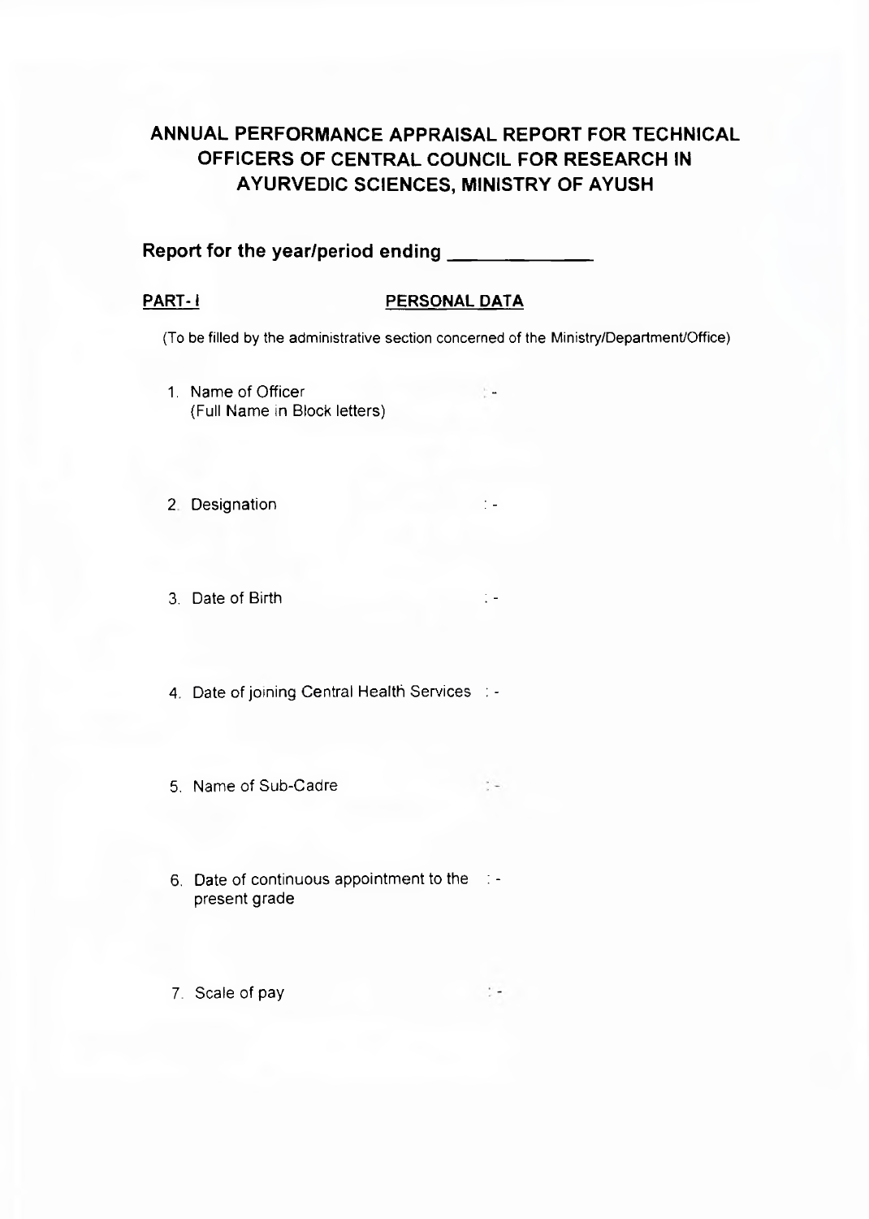# ANNUAL PERFORMANCE APPRAISAL REPORT FOR TECHNICAL OFFICERS OF CENTRAL COUNCIL FOR RESEARCH IN AYURVEDIC SCIENCES, MINISTRY OF AYUSH

**Report for the year/period ending \_\_\_\_\_\_\_\_\_\_\_\_\_\_**

**PART- I** **PERSONAL DATA**

(To be filled by the administrative section concerned of the Ministry/Department/Office)

1. Name of Officer (Full Name in Block letters) :-

2. Designation :-

3. Date of Birth :-

4. Date of joining Central Health Services :-

5. Name of Sub-Cadre :-

6. Date of continuous appointment to the present grade :-

7. Scale of pay :-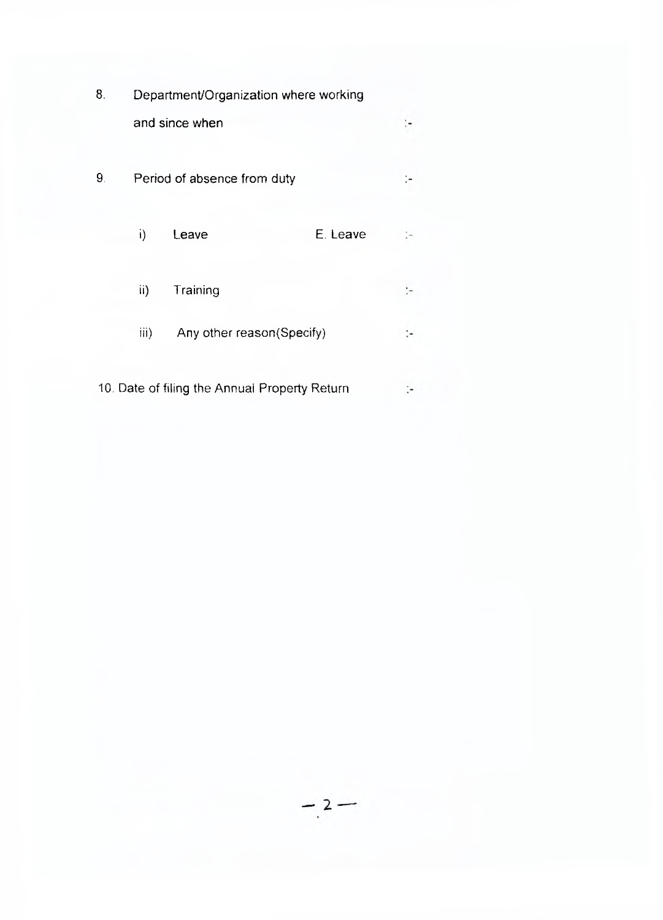8. Department/Organization where working and since when :-

9. Period of absence from duty :-

   i) Leave E. Leave :-

   ii) Training :-

   iii) Any other reason(Specify) :-

10. Date of filing the Annual Property Return :-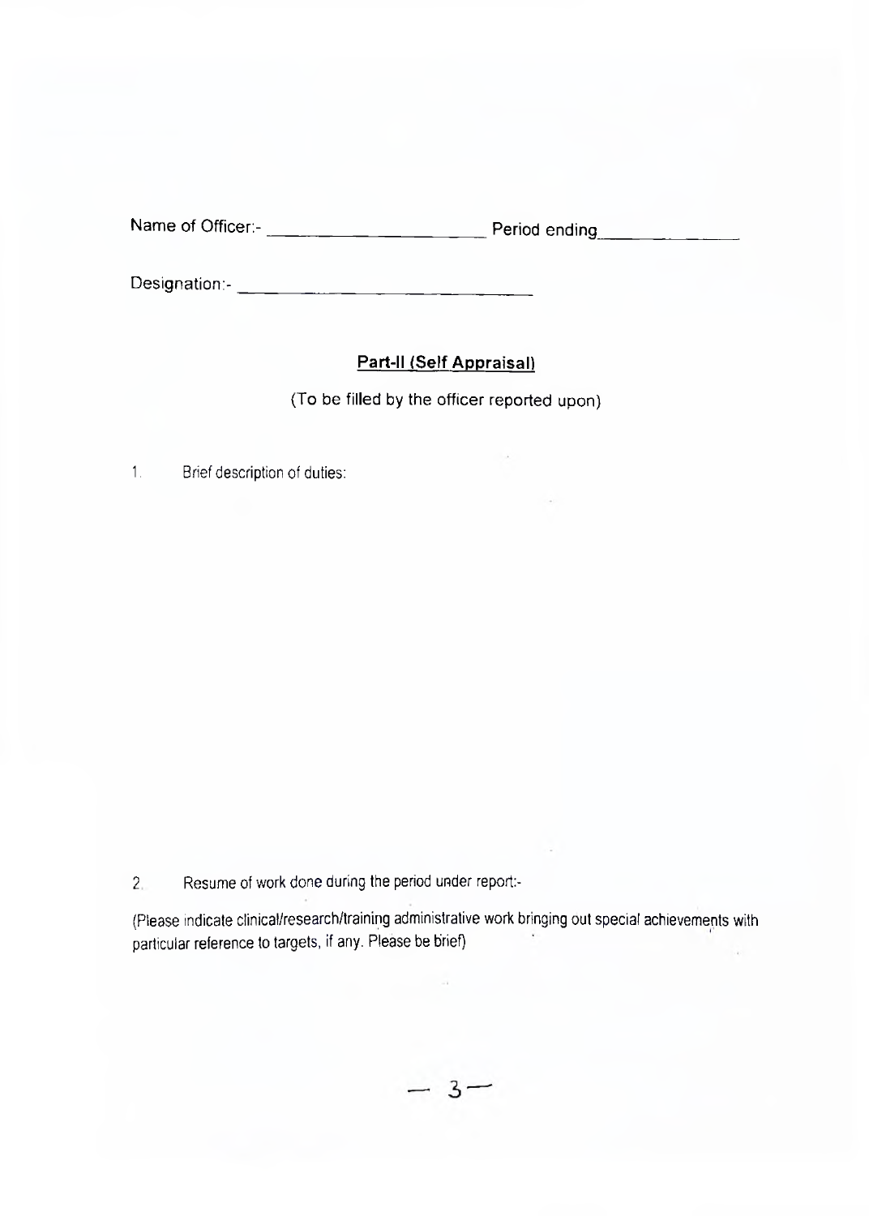Name of Officer:- ____________________ Period ending ______________

Designation:- ____________________________

## Part-II (Self Appraisal)

(To be filled by the officer reported upon)

1. Brief description of duties:

2. Resume of work done during the period under report:-

(Please indicate clinical/research/training administrative work bringing out special achievements with particular reference to targets, if any. Please be brief)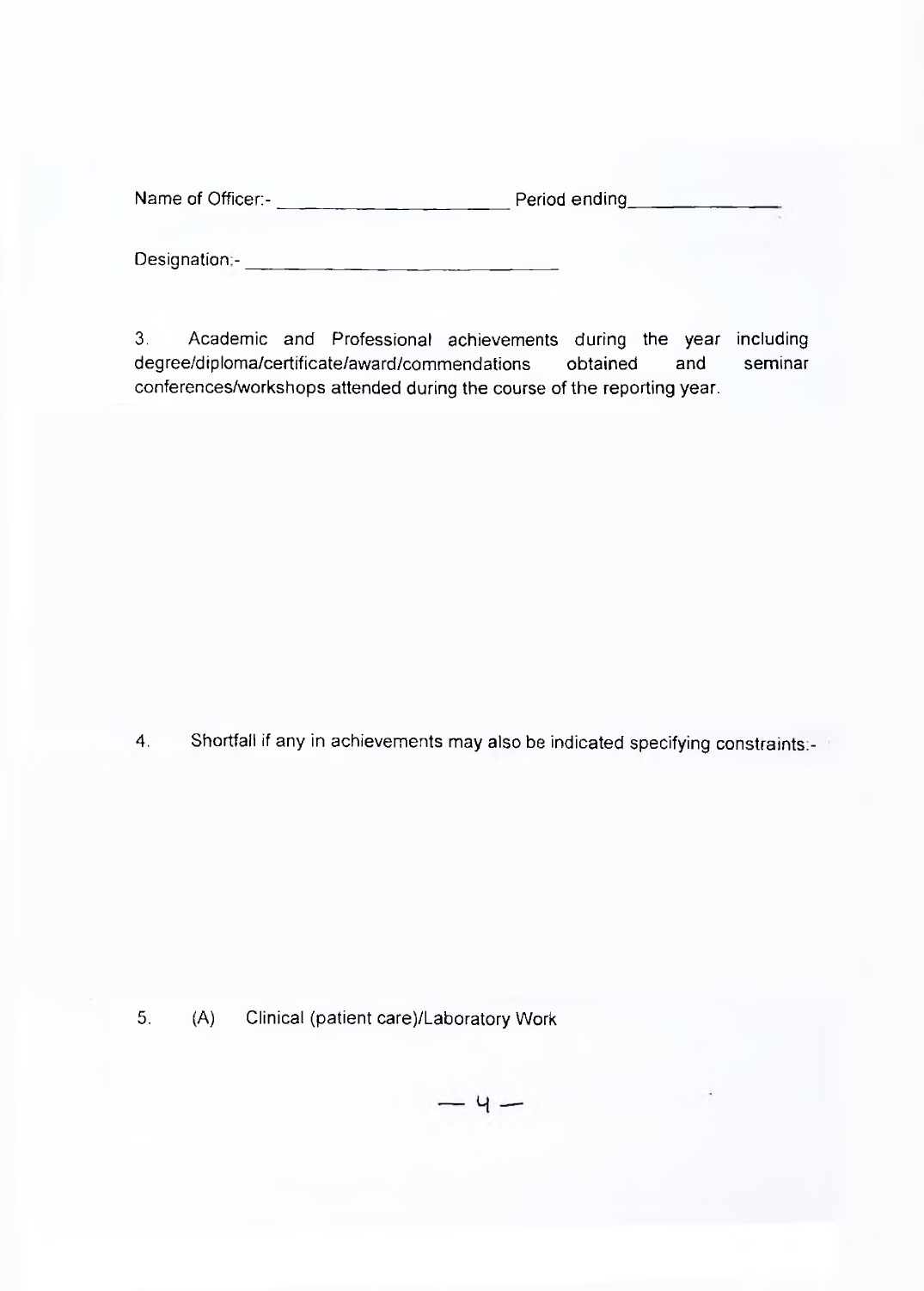Name of Officer:- ____________________ Period ending____________

Designation:- ____________________________

3. Academic and Professional achievements during the year including degree/diploma/certificate/award/commendations obtained and seminar conferences/workshops attended during the course of the reporting year.

4. Shortfall if any in achievements may also be indicated specifying constraints:-

5. (A) Clinical (patient care)/Laboratory Work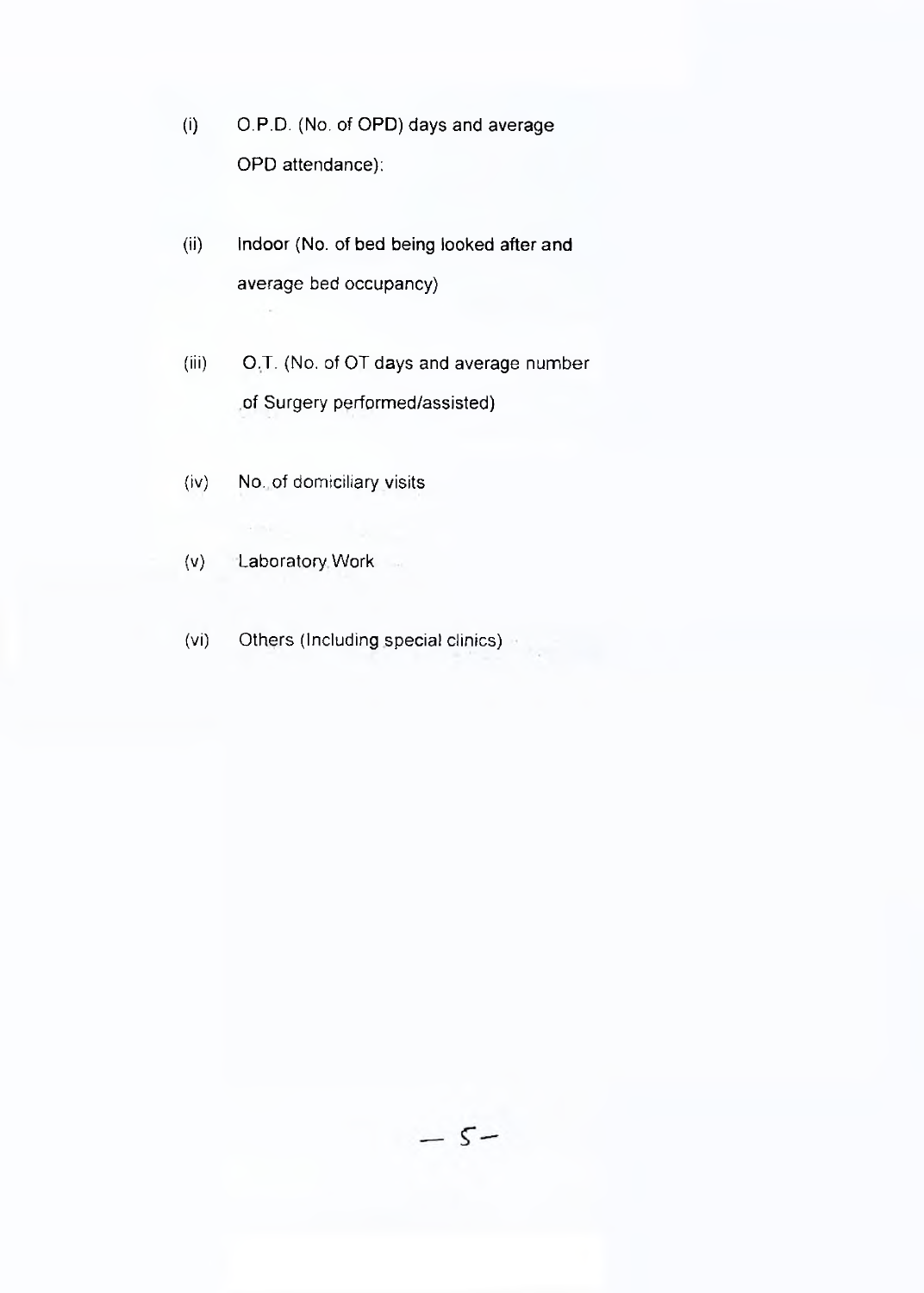(i) O.P.D. (No. of OPD) days and average OPD attendance):

(ii) Indoor (No. of bed being looked after and average bed occupancy)

(iii) O.T. (No. of OT days and average number of Surgery performed/assisted)

(iv) No. of domiciliary visits

(v) Laboratory Work

(vi) Others (Including special clinics)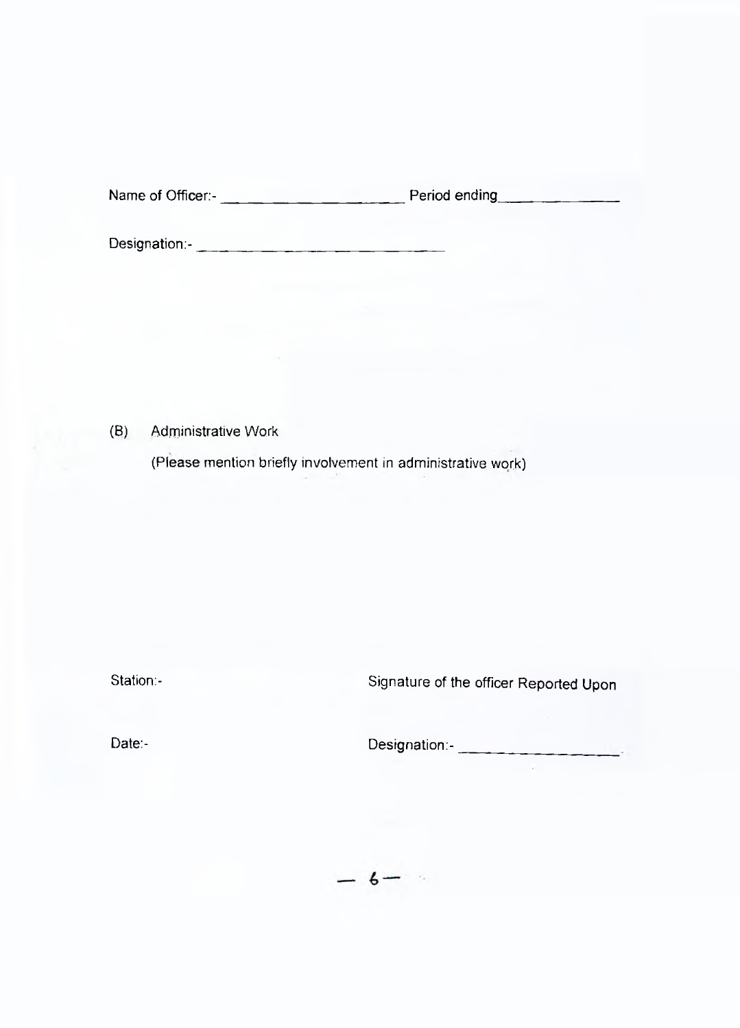Name of Officer:- ____________________ Period ending______________

Designation:- ____________________________

(B) Administrative Work

(Please mention briefly involvement in administrative work)

Station:- Signature of the officer Reported Upon

Date:- Designation:- __________________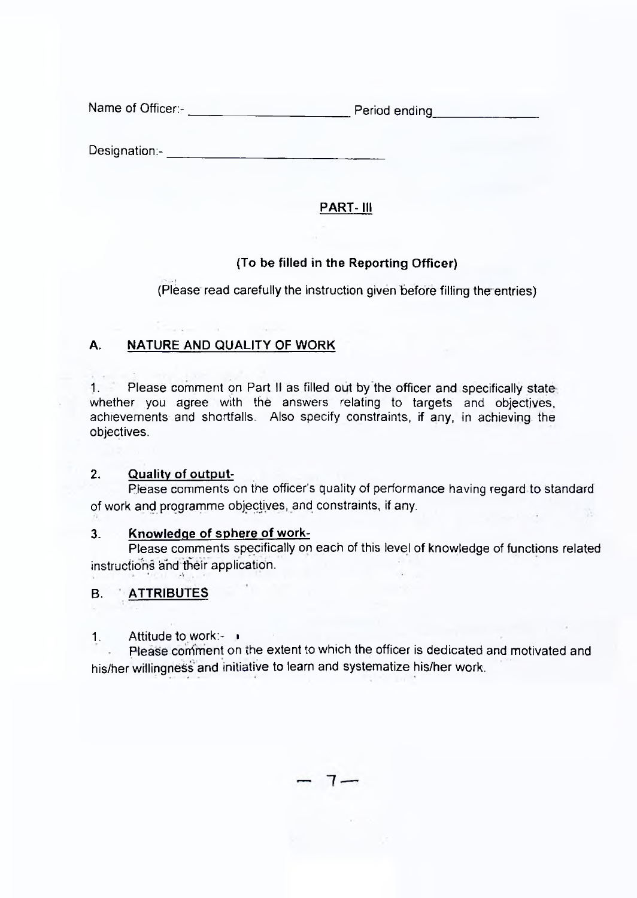Name of Officer:- ____________________ Period ending______________

Designation:- ______________________________

## PART- III

**(To be filled in the Reporting Officer)**

(Please read carefully the instruction given before filling the entries)

### A. NATURE AND QUALITY OF WORK

1. Please comment on Part II as filled out by the officer and specifically state whether you agree with the answers relating to targets and objectives, achievements and shortfalls. Also specify constraints, if any, in achieving the objectives.

2. **Quality of output-**
   Please comments on the officer's quality of performance having regard to standard of work and programme objectives, and constraints, if any.

3. **Knowledge of sphere of work-**
   Please comments specifically on each of this level of knowledge of functions related instructions and their application.

### B. ATTRIBUTES

1. Attitude to work:-
   Please comment on the extent to which the officer is dedicated and motivated and his/her willingness and initiative to learn and systematize his/her work.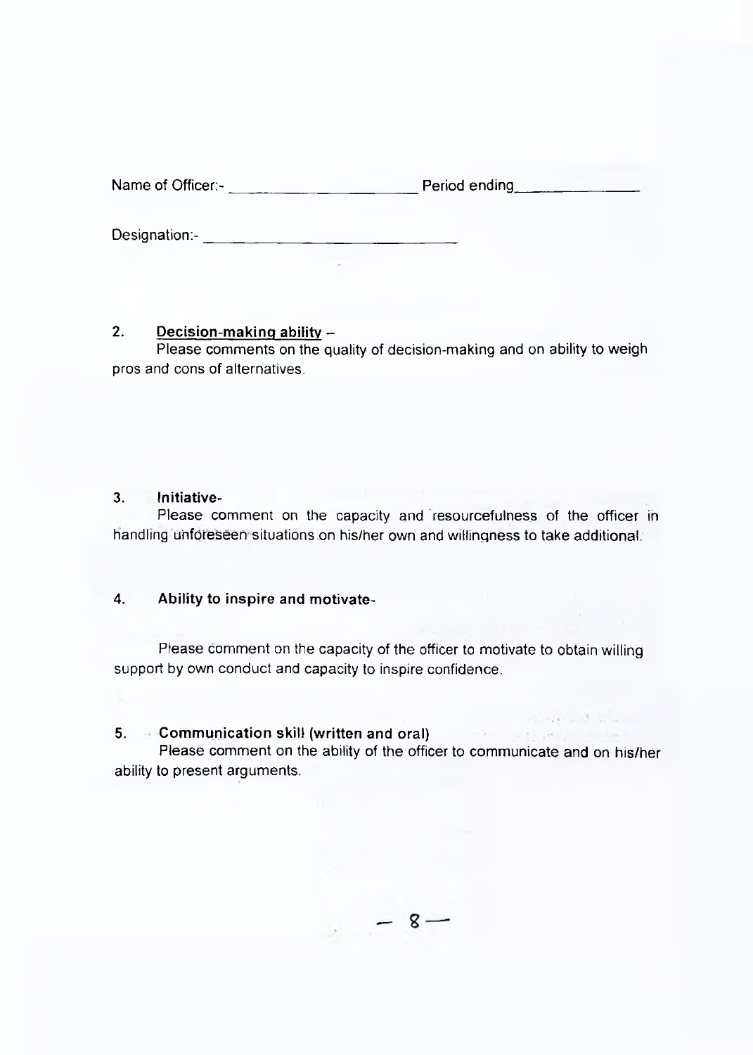Name of Officer:- ______________________ Period ending______________

Designation:- ______________________________

2. <u>**Decision-making ability**</u> –

Please comments on the quality of decision-making and on ability to weigh pros and cons of alternatives.

3. **Initiative-**

Please comment on the capacity and resourcefulness of the officer in handling unforeseen situations on his/her own and willingness to take additional.

4. **Ability to inspire and motivate-**

Please comment on the capacity of the officer to motivate to obtain willing support by own conduct and capacity to inspire confidence.

5. **Communication skill (written and oral)**

Please comment on the ability of the officer to communicate and on his/her ability to present arguments.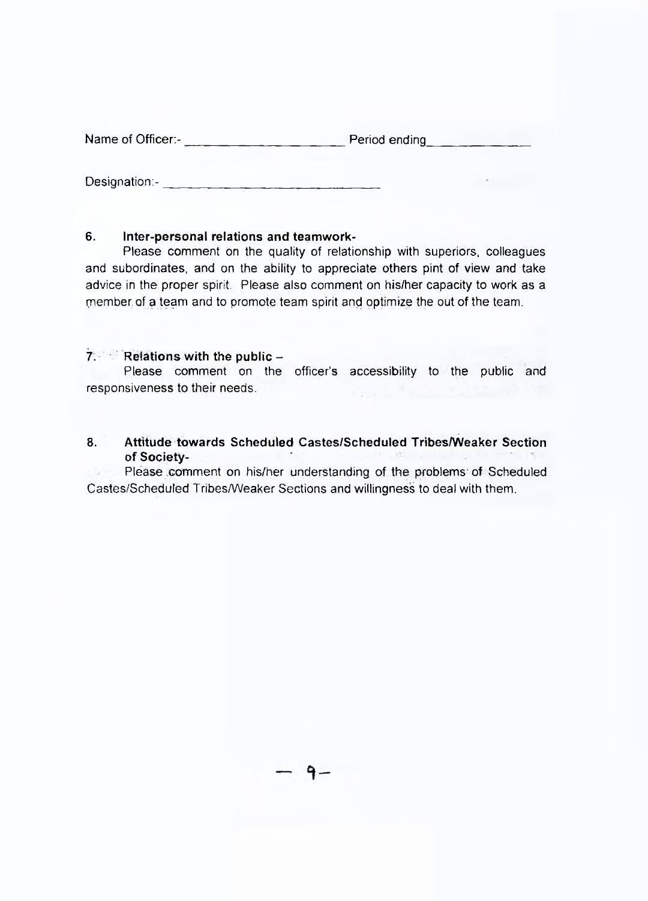Name of Officer:- ____________________ Period ending____________

Designation:- ____________________________

**6. Inter-personal relations and teamwork-**

Please comment on the quality of relationship with superiors, colleagues and subordinates, and on the ability to appreciate others pint of view and take advice in the proper spirit. Please also comment on his/her capacity to work as a member of a team and to promote team spirit and optimize the out of the team.

**7. Relations with the public –**

Please comment on the officer's accessibility to the public and responsiveness to their needs.

**8. Attitude towards Scheduled Castes/Scheduled Tribes/Weaker Section of Society-**

Please comment on his/her understanding of the problems of Scheduled Castes/Scheduled Tribes/Weaker Sections and willingness to deal with them.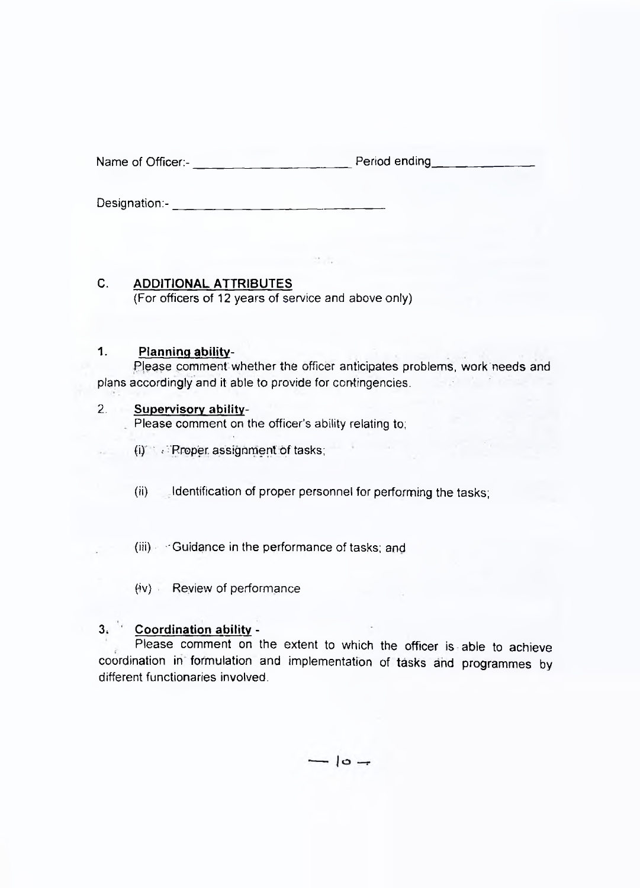Name of Officer:- ______________________ Period ending______________

Designation:- ______________________________

## C. ADDITIONAL ATTRIBUTES

(For officers of 12 years of service and above only)

**1. Planning ability**-

Please comment whether the officer anticipates problems, work needs and plans accordingly and it able to provide for contingencies.

**2. Supervisory ability**-

Please comment on the officer's ability relating to;

(i) Proper assignment of tasks;

(ii) Identification of proper personnel for performing the tasks;

(iii) Guidance in the performance of tasks; and

(iv) Review of performance

**3. Coordination ability** -

Please comment on the extent to which the officer is able to achieve coordination in formulation and implementation of tasks and programmes by different functionaries involved.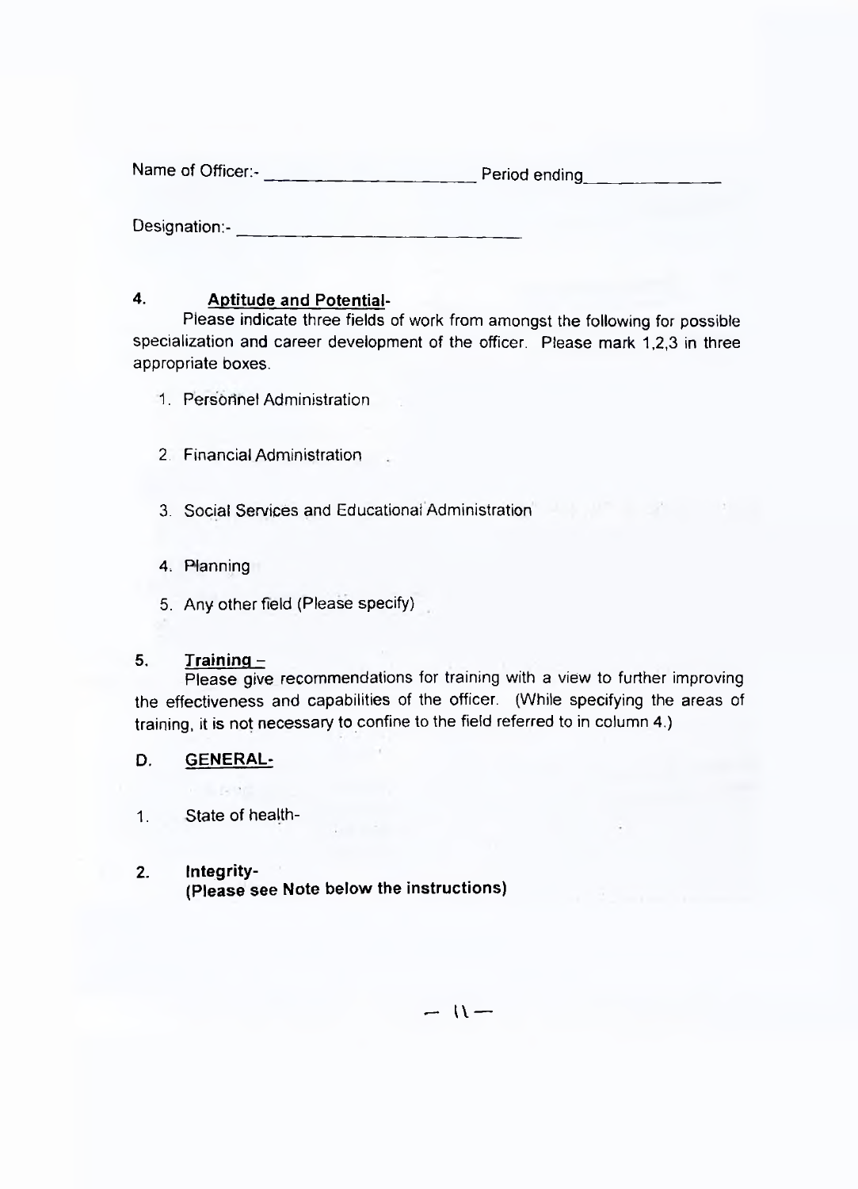Name of Officer:- ____________________ Period ending____________

Designation:- ____________________________

**4. Aptitude and Potential-**

Please indicate three fields of work from amongst the following for possible specialization and career development of the officer. Please mark 1,2,3 in three appropriate boxes.

1. Personnel Administration
2. Financial Administration
3. Social Services and Educational Administration
4. Planning
5. Any other field (Please specify)

**5. Training –**

Please give recommendations for training with a view to further improving the effectiveness and capabilities of the officer. (While specifying the areas of training, it is not necessary to confine to the field referred to in column 4.)

**D. GENERAL-**

1. State of health-

2. **Integrity-**
   **(Please see Note below the instructions)**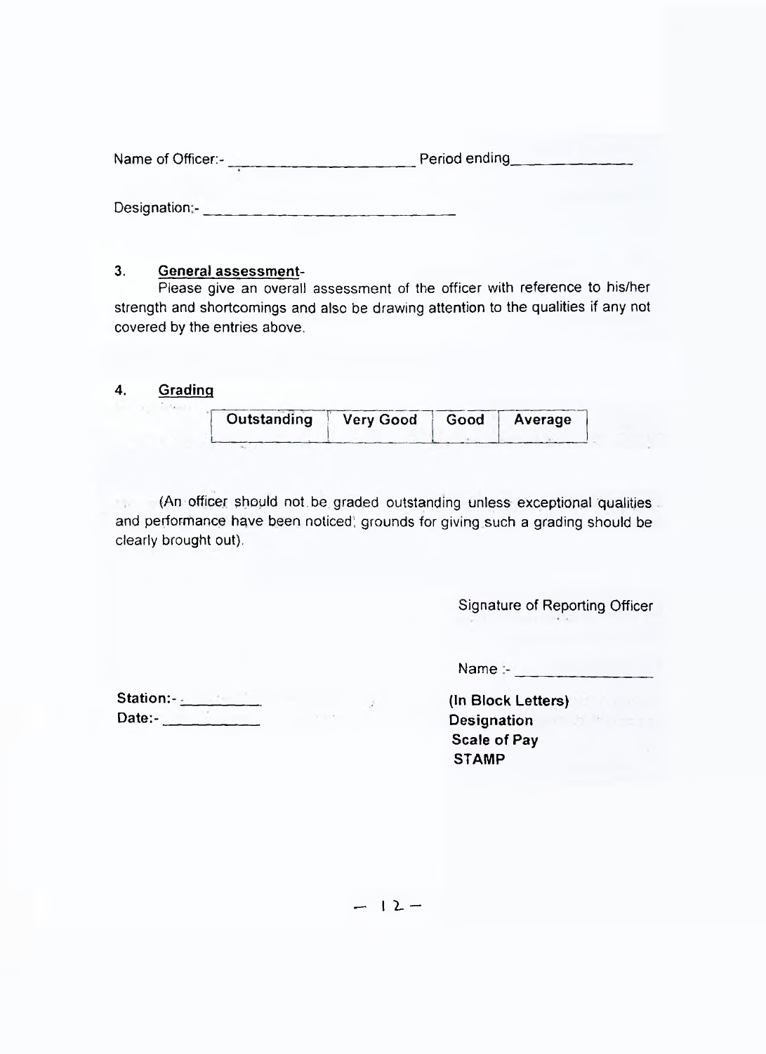Name of Officer:- ____________________ Period ending____________

Designation:- ____________________________

### 3. General assessment-

Please give an overall assessment of the officer with reference to his/her strength and shortcomings and also be drawing attention to the qualities if any not covered by the entries above.

### 4. Grading

| Outstanding | Very Good | Good | Average |
|---|---|---|---|
| | | | |

(An officer should not be graded outstanding unless exceptional qualities and performance have been noticed; grounds for giving such a grading should be clearly brought out).

Signature of Reporting Officer

Name :- _______________

**(In Block Letters)**
**Designation**
**Scale of Pay**
**STAMP**

**Station:-** __________
**Date:-** __________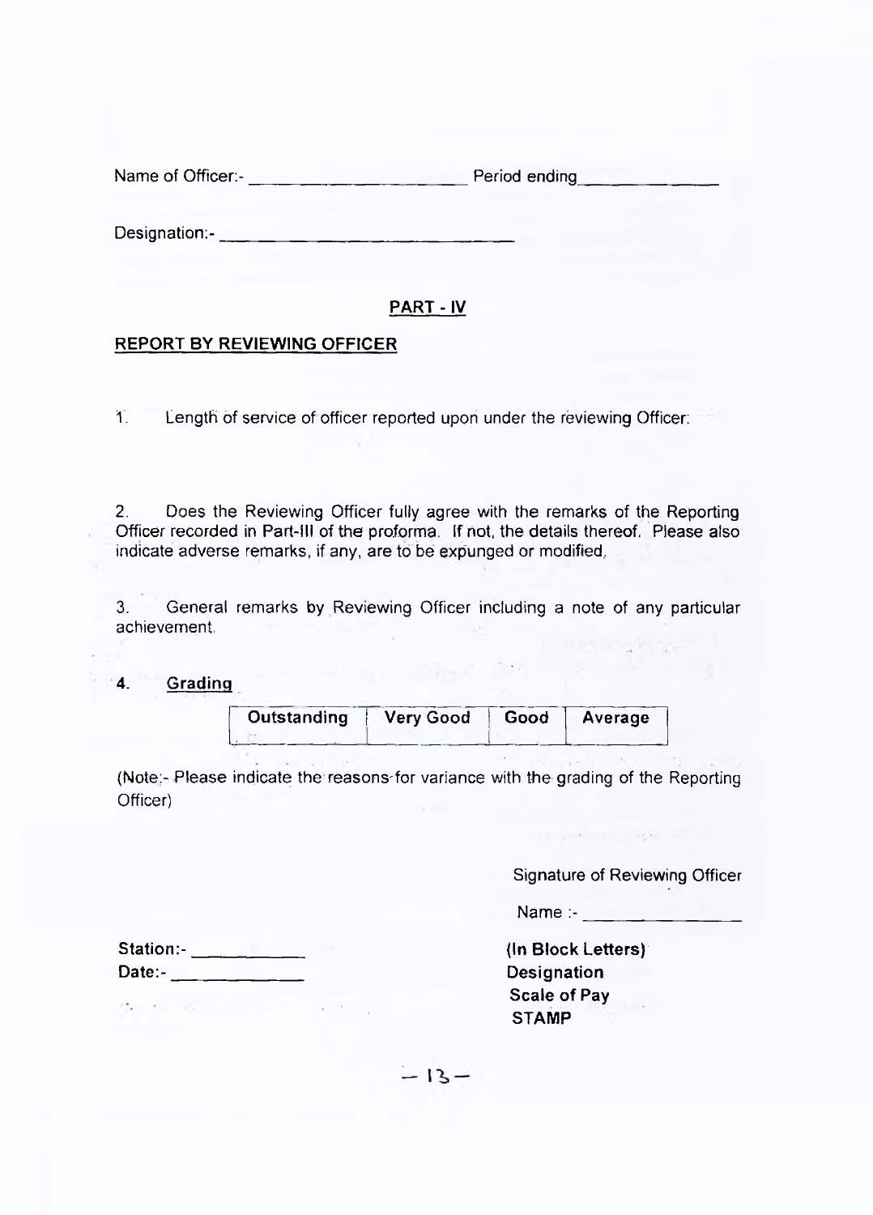Name of Officer:- ____________________ Period ending ____________

Designation:- ____________________________

## PART - IV

### REPORT BY REVIEWING OFFICER

1. Length of service of officer reported upon under the reviewing Officer:

2. Does the Reviewing Officer fully agree with the remarks of the Reporting Officer recorded in Part-III of the proforma. If not, the details thereof. Please also indicate adverse remarks, if any, are to be expunged or modified.

3. General remarks by Reviewing Officer including a note of any particular achievement.

4. **Grading**

| Outstanding | Very Good | Good | Average |
|---|---|---|---|
| | | | |

(Note:- Please indicate the reasons for variance with the grading of the Reporting Officer)

Signature of Reviewing Officer

Name :- ______________

**(In Block Letters)**
**Designation**
**Scale of Pay**
**STAMP**

**Station:-** __________
**Date:-** ____________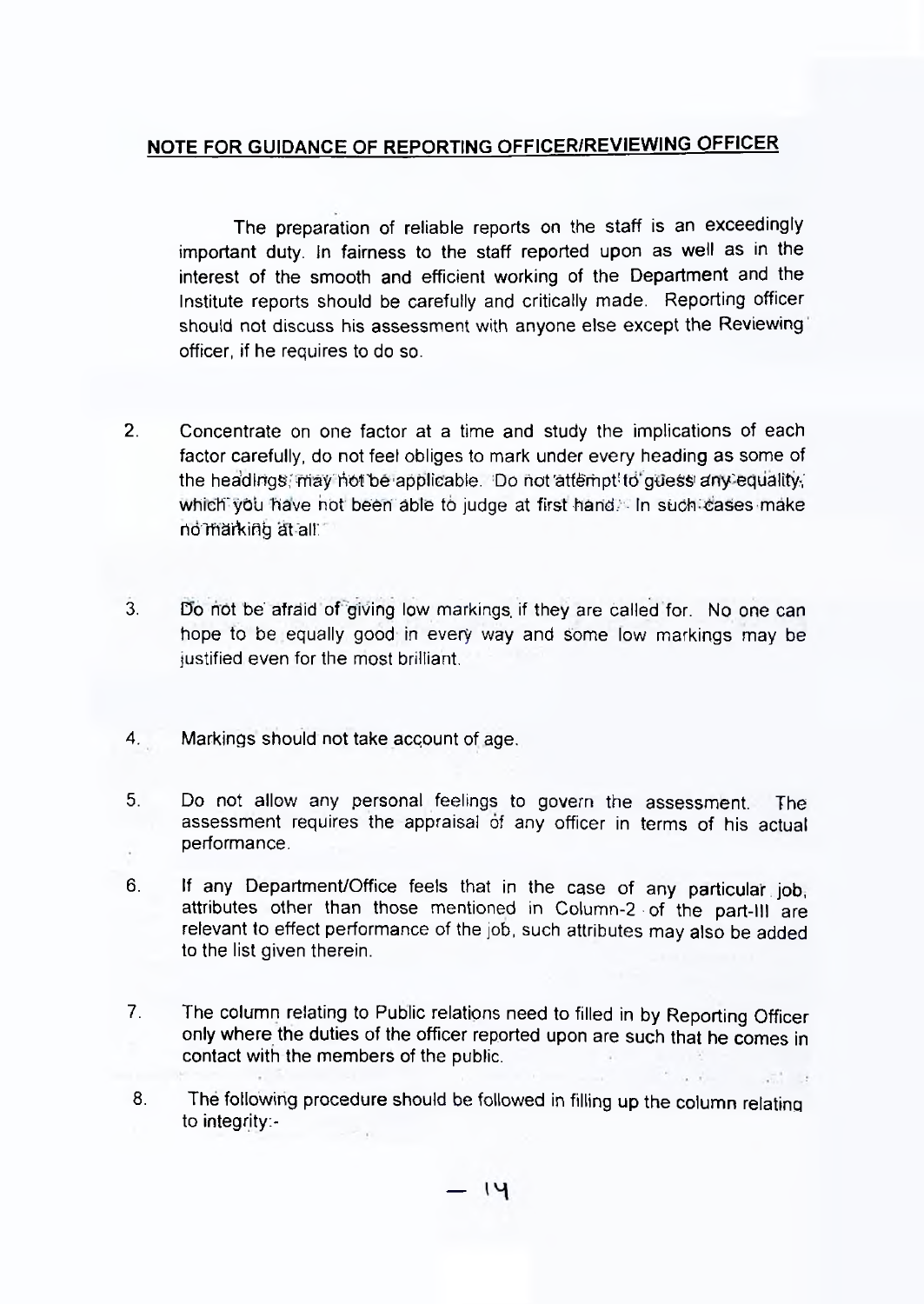## NOTE FOR GUIDANCE OF REPORTING OFFICER/REVIEWING OFFICER

The preparation of reliable reports on the staff is an exceedingly important duty. In fairness to the staff reported upon as well as in the interest of the smooth and efficient working of the Department and the Institute reports should be carefully and critically made. Reporting officer should not discuss his assessment with anyone else except the Reviewing officer, if he requires to do so.

2. Concentrate on one factor at a time and study the implications of each factor carefully, do not feel obliges to mark under every heading as some of the headings may not be applicable. Do not attempt to guess any equality, which you have not been able to judge at first hand. In such cases make no marking at all.

3. Do not be afraid of giving low markings if they are called for. No one can hope to be equally good in every way and some low markings may be justified even for the most brilliant.

4. Markings should not take account of age.

5. Do not allow any personal feelings to govern the assessment. The assessment requires the appraisal of any officer in terms of his actual performance.

6. If any Department/Office feels that in the case of any particular job, attributes other than those mentioned in Column-2 of the part-III are relevant to effect performance of the job, such attributes may also be added to the list given therein.

7. The column relating to Public relations need to filled in by Reporting Officer only where the duties of the officer reported upon are such that he comes in contact with the members of the public.

8. The following procedure should be followed in filling up the column relating to integrity:-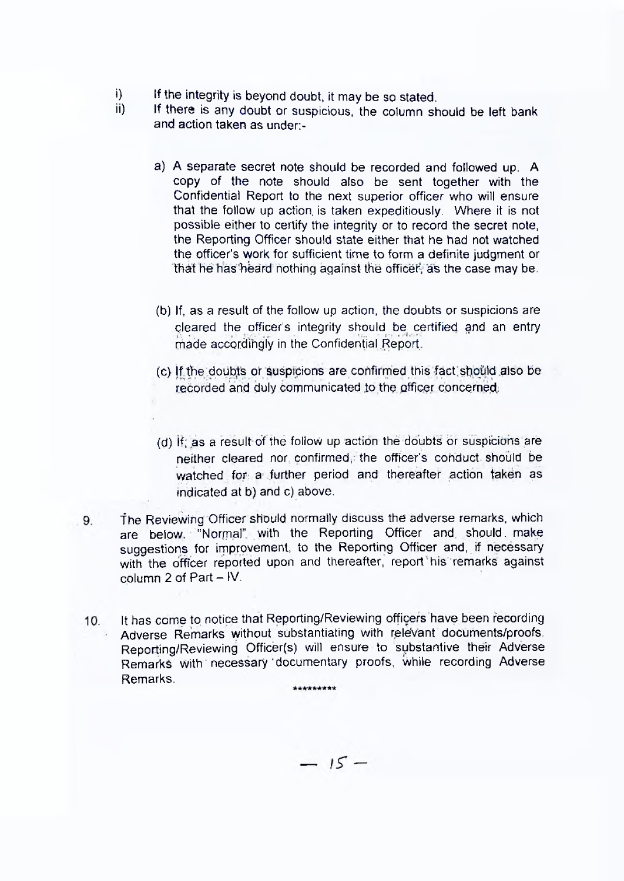i) If the integrity is beyond doubt, it may be so stated.

ii) If there is any doubt or suspicious, the column should be left bank and action taken as under:-

a) A separate secret note should be recorded and followed up. A copy of the note should also be sent together with the Confidential Report to the next superior officer who will ensure that the follow up action is taken expeditiously. Where it is not possible either to certify the integrity or to record the secret note, the Reporting Officer should state either that he had not watched the officer's work for sufficient time to form a definite judgment or that he has heard nothing against the officer, as the case may be.

(b) If, as a result of the follow up action, the doubts or suspicions are cleared the officer's integrity should be certified and an entry made accordingly in the Confidential Report.

(c) If the doubts or suspicions are confirmed this fact should also be recorded and duly communicated to the officer concerned.

(d) If, as a result of the follow up action the doubts or suspicions are neither cleared nor confirmed, the officer's conduct should be watched for a further period and thereafter action taken as indicated at b) and c) above.

9. The Reviewing Officer should normally discuss the adverse remarks, which are below "Normal" with the Reporting Officer and should make suggestions for improvement, to the Reporting Officer and, if necessary with the officer reported upon and thereafter, report his remarks against column 2 of Part – IV.

10. It has come to notice that Reporting/Reviewing officers have been recording Adverse Remarks without substantiating with relevant documents/proofs. Reporting/Reviewing Officer(s) will ensure to substantive their Adverse Remarks with necessary documentary proofs, while recording Adverse Remarks.

*********